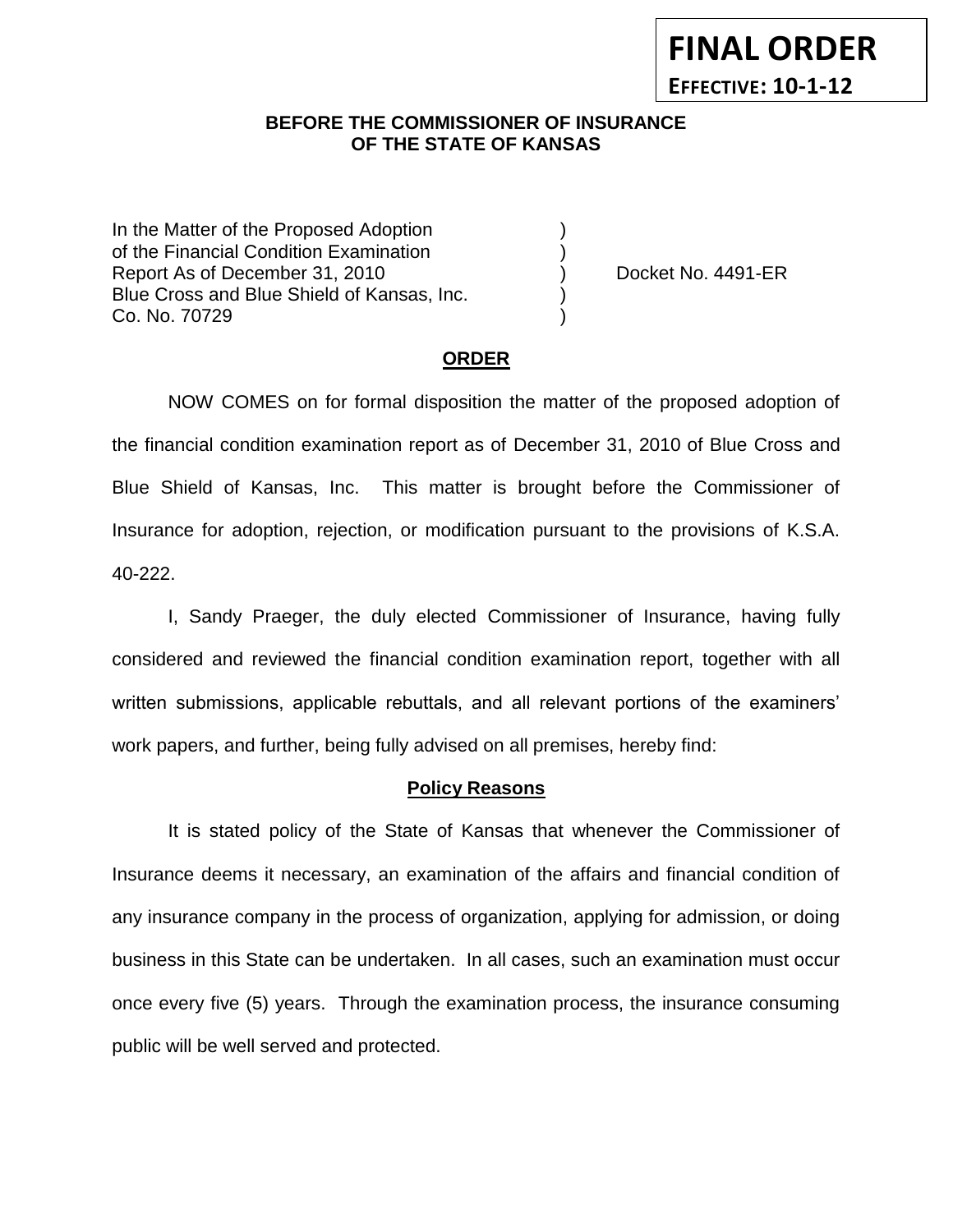**FINAL ORDER**
**EFFECTIVE: 10-1-12**

**BEFORE THE COMMISSIONER OF INSURANCE OF THE STATE OF KANSAS**

In the Matter of the Proposed Adoption )
of the Financial Condition Examination )
Report As of December 31, 2010 ) Docket No. 4491-ER
Blue Cross and Blue Shield of Kansas, Inc. )
Co. No. 70729 )

## ORDER

NOW COMES on for formal disposition the matter of the proposed adoption of the financial condition examination report as of December 31, 2010 of Blue Cross and Blue Shield of Kansas, Inc. This matter is brought before the Commissioner of Insurance for adoption, rejection, or modification pursuant to the provisions of K.S.A. 40-222.

I, Sandy Praeger, the duly elected Commissioner of Insurance, having fully considered and reviewed the financial condition examination report, together with all written submissions, applicable rebuttals, and all relevant portions of the examiners' work papers, and further, being fully advised on all premises, hereby find:

### Policy Reasons

It is stated policy of the State of Kansas that whenever the Commissioner of Insurance deems it necessary, an examination of the affairs and financial condition of any insurance company in the process of organization, applying for admission, or doing business in this State can be undertaken. In all cases, such an examination must occur once every five (5) years. Through the examination process, the insurance consuming public will be well served and protected.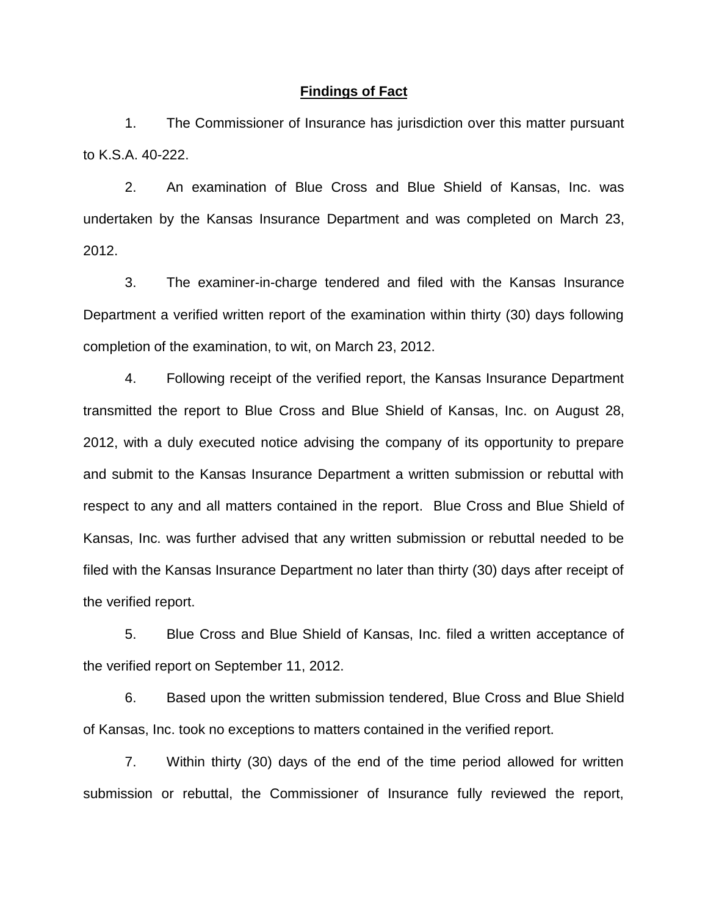## Findings of Fact

1. The Commissioner of Insurance has jurisdiction over this matter pursuant to K.S.A. 40-222.

2. An examination of Blue Cross and Blue Shield of Kansas, Inc. was undertaken by the Kansas Insurance Department and was completed on March 23, 2012.

3. The examiner-in-charge tendered and filed with the Kansas Insurance Department a verified written report of the examination within thirty (30) days following completion of the examination, to wit, on March 23, 2012.

4. Following receipt of the verified report, the Kansas Insurance Department transmitted the report to Blue Cross and Blue Shield of Kansas, Inc. on August 28, 2012, with a duly executed notice advising the company of its opportunity to prepare and submit to the Kansas Insurance Department a written submission or rebuttal with respect to any and all matters contained in the report. Blue Cross and Blue Shield of Kansas, Inc. was further advised that any written submission or rebuttal needed to be filed with the Kansas Insurance Department no later than thirty (30) days after receipt of the verified report.

5. Blue Cross and Blue Shield of Kansas, Inc. filed a written acceptance of the verified report on September 11, 2012.

6. Based upon the written submission tendered, Blue Cross and Blue Shield of Kansas, Inc. took no exceptions to matters contained in the verified report.

7. Within thirty (30) days of the end of the time period allowed for written submission or rebuttal, the Commissioner of Insurance fully reviewed the report,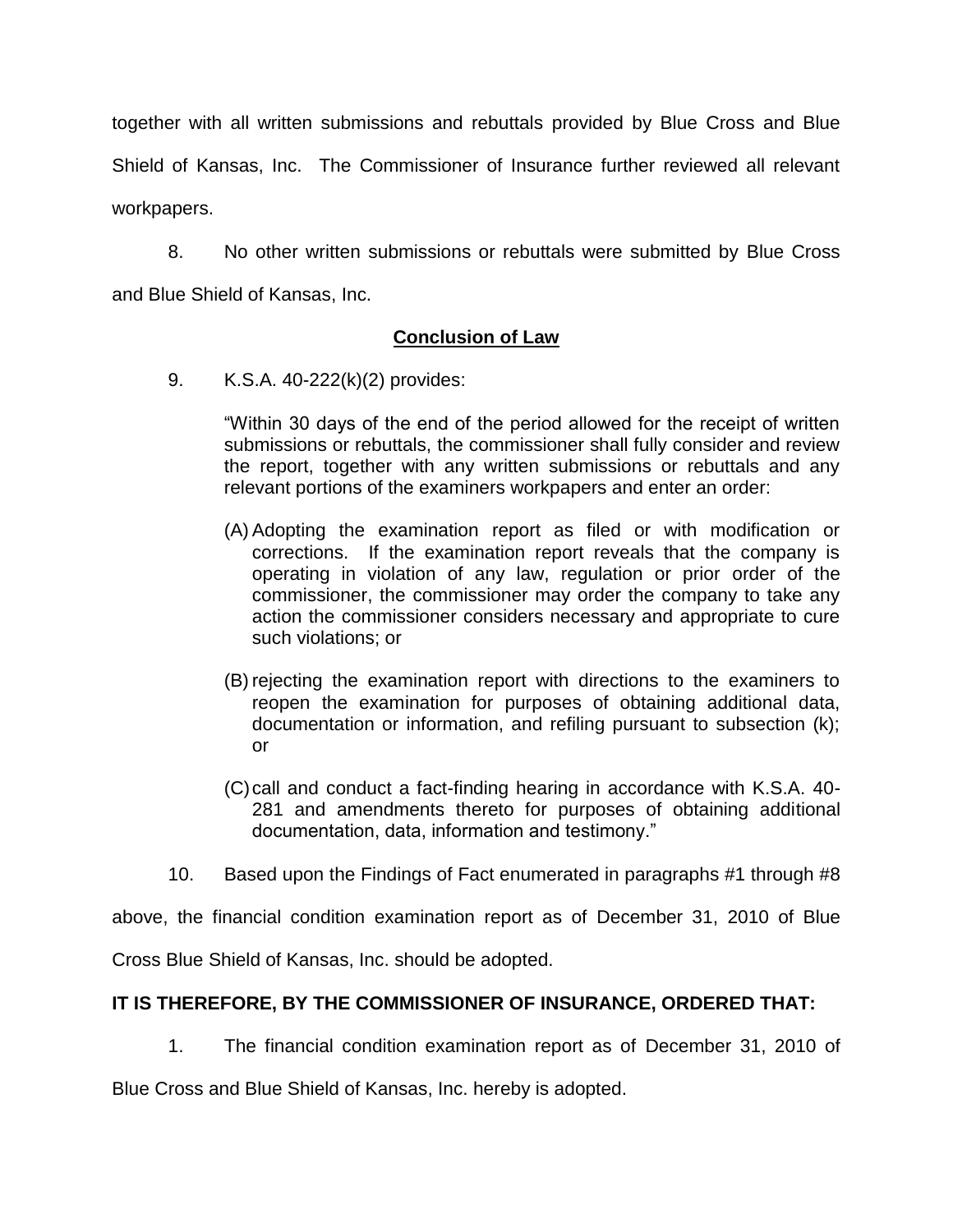together with all written submissions and rebuttals provided by Blue Cross and Blue Shield of Kansas, Inc. The Commissioner of Insurance further reviewed all relevant workpapers.

8. No other written submissions or rebuttals were submitted by Blue Cross and Blue Shield of Kansas, Inc.

## Conclusion of Law

9. K.S.A. 40-222(k)(2) provides:

> "Within 30 days of the end of the period allowed for the receipt of written submissions or rebuttals, the commissioner shall fully consider and review the report, together with any written submissions or rebuttals and any relevant portions of the examiners workpapers and enter an order:
>
> (A) Adopting the examination report as filed or with modification or corrections. If the examination report reveals that the company is operating in violation of any law, regulation or prior order of the commissioner, the commissioner may order the company to take any action the commissioner considers necessary and appropriate to cure such violations; or
>
> (B) rejecting the examination report with directions to the examiners to reopen the examination for purposes of obtaining additional data, documentation or information, and refiling pursuant to subsection (k); or
>
> (C) call and conduct a fact-finding hearing in accordance with K.S.A. 40-281 and amendments thereto for purposes of obtaining additional documentation, data, information and testimony."

10. Based upon the Findings of Fact enumerated in paragraphs #1 through #8 above, the financial condition examination report as of December 31, 2010 of Blue Cross Blue Shield of Kansas, Inc. should be adopted.

**IT IS THEREFORE, BY THE COMMISSIONER OF INSURANCE, ORDERED THAT:**

1. The financial condition examination report as of December 31, 2010 of Blue Cross and Blue Shield of Kansas, Inc. hereby is adopted.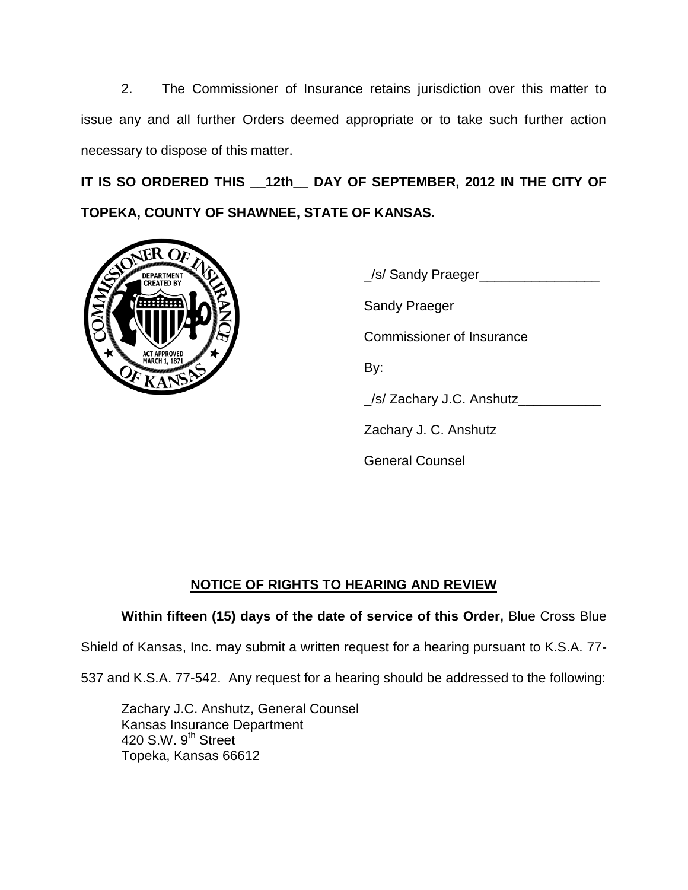2. The Commissioner of Insurance retains jurisdiction over this matter to issue any and all further Orders deemed appropriate or to take such further action necessary to dispose of this matter.

**IT IS SO ORDERED THIS \_\_12th\_\_ DAY OF SEPTEMBER, 2012 IN THE CITY OF TOPEKA, COUNTY OF SHAWNEE, STATE OF KANSAS.**

_/s/ Sandy Praeger________________

Sandy Praeger

Commissioner of Insurance

By:

_/s/ Zachary J.C. Anshutz___________

Zachary J. C. Anshutz

General Counsel

## NOTICE OF RIGHTS TO HEARING AND REVIEW

**Within fifteen (15) days of the date of service of this Order,** Blue Cross Blue Shield of Kansas, Inc. may submit a written request for a hearing pursuant to K.S.A. 77-537 and K.S.A. 77-542. Any request for a hearing should be addressed to the following:

Zachary J.C. Anshutz, General Counsel
Kansas Insurance Department
420 S.W. 9th Street
Topeka, Kansas 66612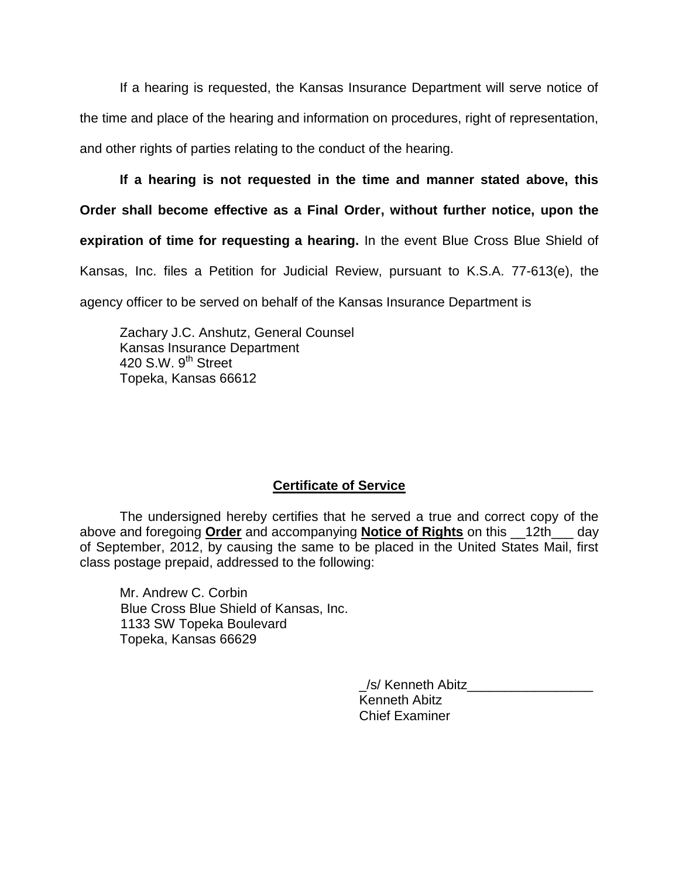If a hearing is requested, the Kansas Insurance Department will serve notice of the time and place of the hearing and information on procedures, right of representation, and other rights of parties relating to the conduct of the hearing.

**If a hearing is not requested in the time and manner stated above, this Order shall become effective as a Final Order, without further notice, upon the expiration of time for requesting a hearing.** In the event Blue Cross Blue Shield of Kansas, Inc. files a Petition for Judicial Review, pursuant to K.S.A. 77-613(e), the agency officer to be served on behalf of the Kansas Insurance Department is

Zachary J.C. Anshutz, General Counsel
Kansas Insurance Department
420 S.W. 9th Street
Topeka, Kansas 66612

## Certificate of Service

The undersigned hereby certifies that he served a true and correct copy of the above and foregoing **Order** and accompanying **Notice of Rights** on this __12th___ day of September, 2012, by causing the same to be placed in the United States Mail, first class postage prepaid, addressed to the following:

Mr. Andrew C. Corbin
Blue Cross Blue Shield of Kansas, Inc.
1133 SW Topeka Boulevard
Topeka, Kansas 66629

_/s/ Kenneth Abitz_________________
Kenneth Abitz
Chief Examiner